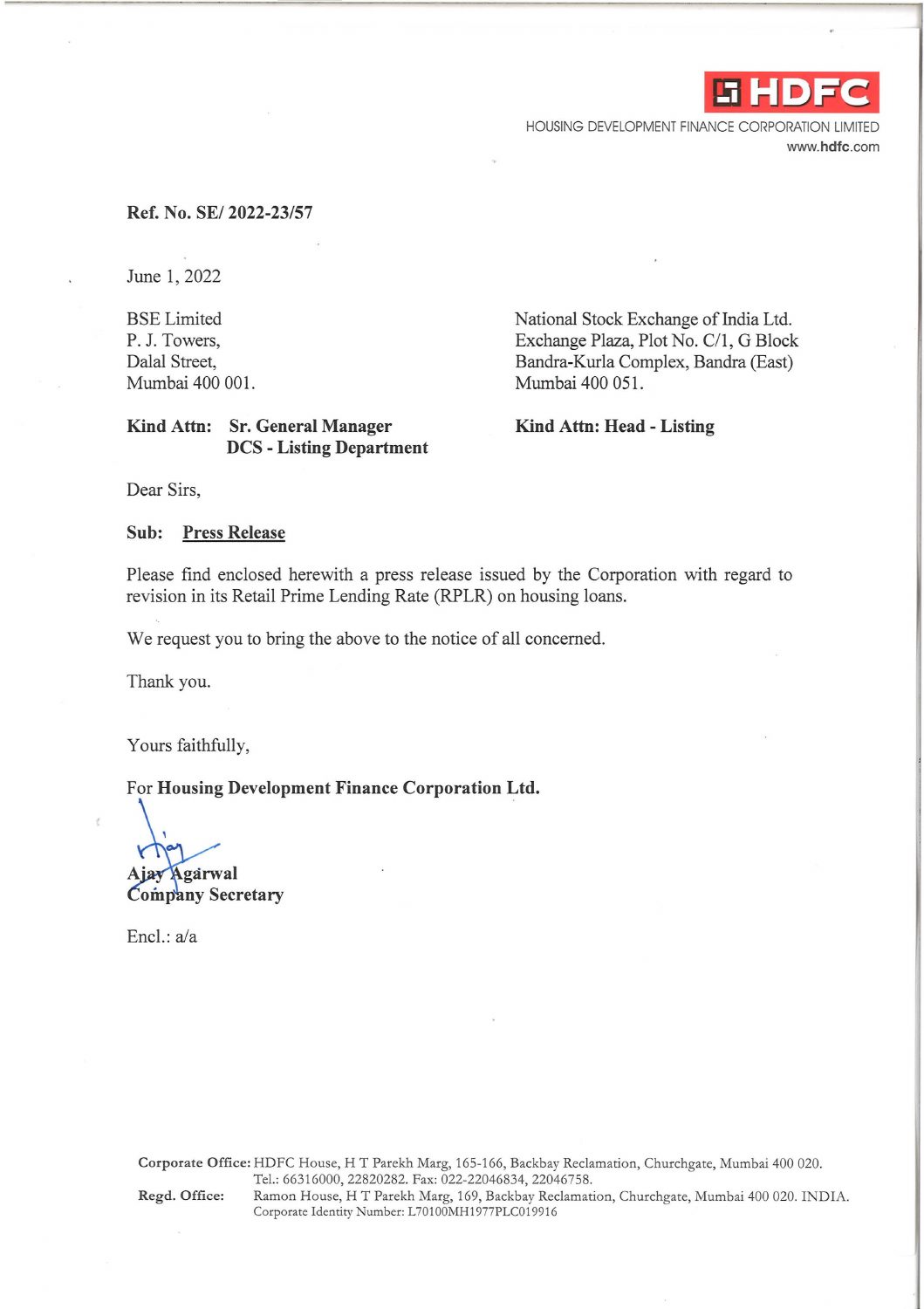HDFC

HOUSING DEVELOPMENT FINANCE CORPORATION LIMITED

www.hdfc.com

**Ref. No. SE/ 2022-23/57**

June 1, 2022

BSE Limited
P. J. Towers,
Dalal Street,
Mumbai 400 001.

**Kind Attn: Sr. General Manager**
**DCS - Listing Department**

National Stock Exchange of India Ltd.
Exchange Plaza, Plot No. C/1, G Block
Bandra-Kurla Complex, Bandra (East)
Mumbai 400 051.

**Kind Attn: Head - Listing**

Dear Sirs,

**Sub: Press Release**

Please find enclosed herewith a press release issued by the Corporation with regard to revision in its Retail Prime Lending Rate (RPLR) on housing loans.

We request you to bring the above to the notice of all concerned.

Thank you.

Yours faithfully,

For **Housing Development Finance Corporation Ltd.**

**Ajay Agarwal**
**Company Secretary**

Encl.: a/a

**Corporate Office:** HDFC House, H T Parekh Marg, 165-166, Backbay Reclamation, Churchgate, Mumbai 400 020. Tel.: 66316000, 22820282. Fax: 022-22046834, 22046758.
**Regd. Office:** Ramon House, H T Parekh Marg, 169, Backbay Reclamation, Churchgate, Mumbai 400 020. INDIA. Corporate Identity Number: L70100MH1977PLC019916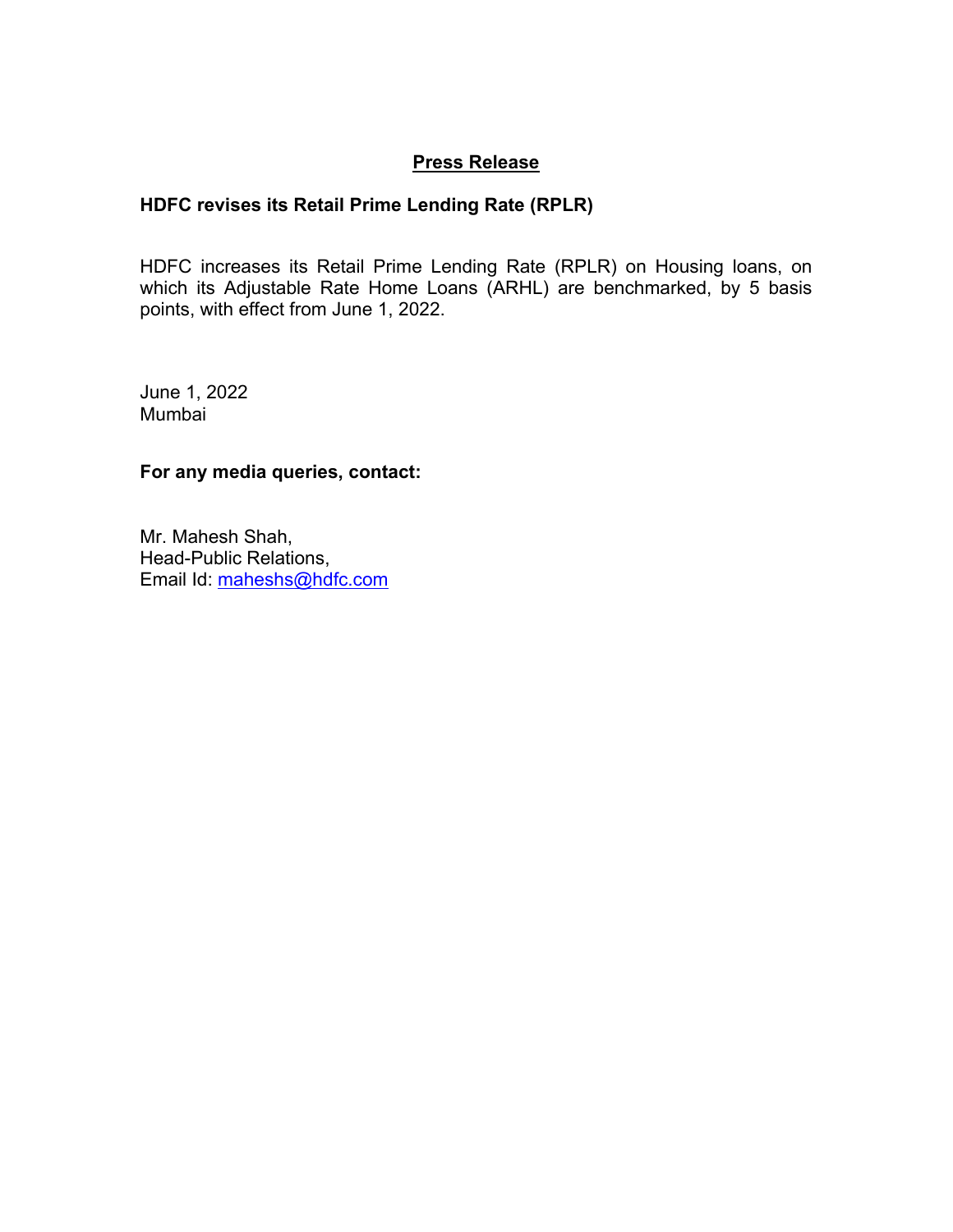## Press Release

**HDFC revises its Retail Prime Lending Rate (RPLR)**

HDFC increases its Retail Prime Lending Rate (RPLR) on Housing loans, on which its Adjustable Rate Home Loans (ARHL) are benchmarked, by 5 basis points, with effect from June 1, 2022.

June 1, 2022
Mumbai

**For any media queries, contact:**

Mr. Mahesh Shah,
Head-Public Relations,
Email Id: maheshs@hdfc.com